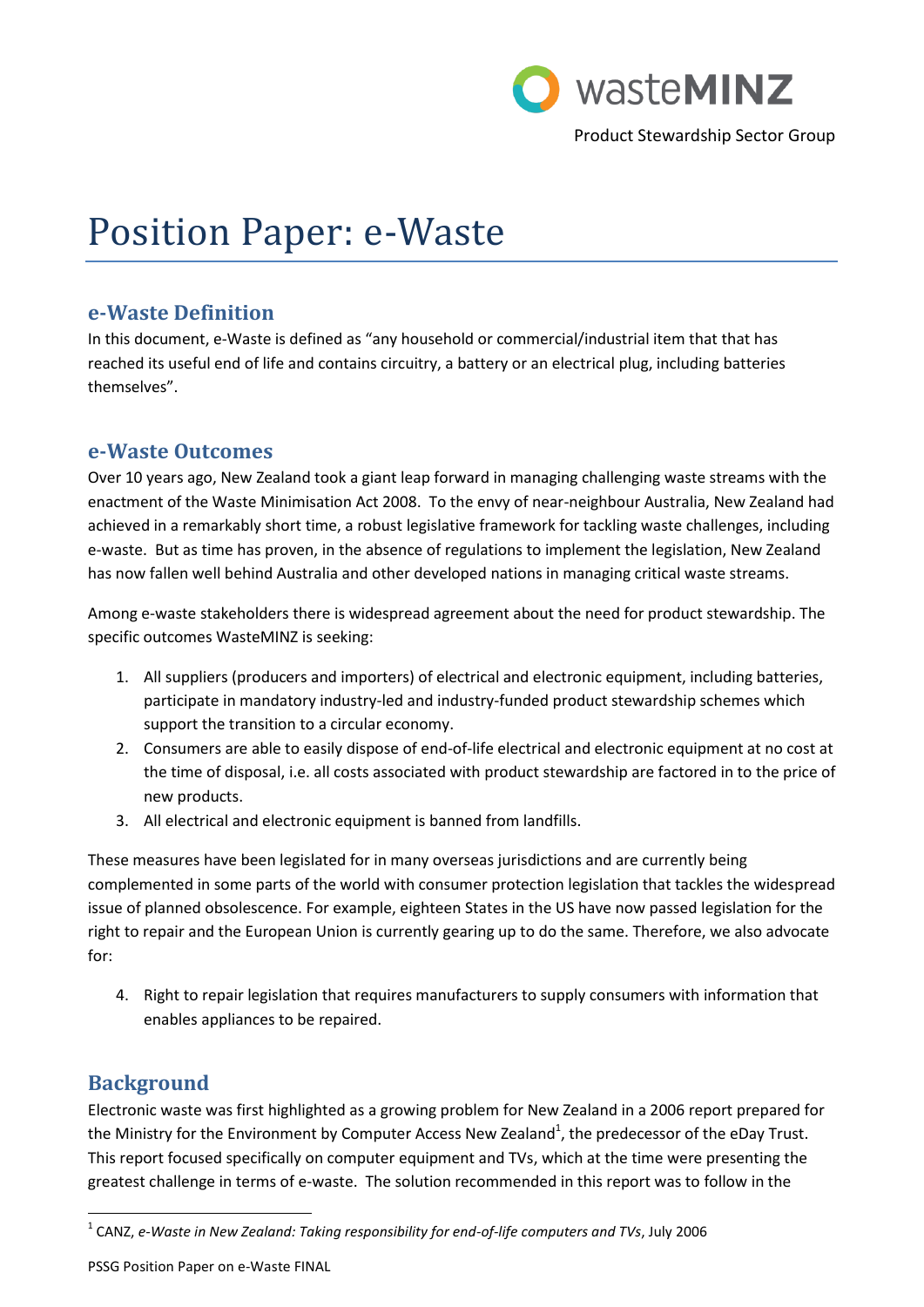wasteMINZ

Product Stewardship Sector Group

# Position Paper: e-Waste

## e-Waste Definition

In this document, e-Waste is defined as "any household or commercial/industrial item that that has reached its useful end of life and contains circuitry, a battery or an electrical plug, including batteries themselves".

## e-Waste Outcomes

Over 10 years ago, New Zealand took a giant leap forward in managing challenging waste streams with the enactment of the Waste Minimisation Act 2008. To the envy of near-neighbour Australia, New Zealand had achieved in a remarkably short time, a robust legislative framework for tackling waste challenges, including e-waste. But as time has proven, in the absence of regulations to implement the legislation, New Zealand has now fallen well behind Australia and other developed nations in managing critical waste streams.

Among e-waste stakeholders there is widespread agreement about the need for product stewardship. The specific outcomes WasteMINZ is seeking:

1. All suppliers (producers and importers) of electrical and electronic equipment, including batteries, participate in mandatory industry-led and industry-funded product stewardship schemes which support the transition to a circular economy.
2. Consumers are able to easily dispose of end-of-life electrical and electronic equipment at no cost at the time of disposal, i.e. all costs associated with product stewardship are factored in to the price of new products.
3. All electrical and electronic equipment is banned from landfills.

These measures have been legislated for in many overseas jurisdictions and are currently being complemented in some parts of the world with consumer protection legislation that tackles the widespread issue of planned obsolescence. For example, eighteen States in the US have now passed legislation for the right to repair and the European Union is currently gearing up to do the same. Therefore, we also advocate for:

4. Right to repair legislation that requires manufacturers to supply consumers with information that enables appliances to be repaired.

## Background

Electronic waste was first highlighted as a growing problem for New Zealand in a 2006 report prepared for the Ministry for the Environment by Computer Access New Zealand[1], the predecessor of the eDay Trust. This report focused specifically on computer equipment and TVs, which at the time were presenting the greatest challenge in terms of e-waste. The solution recommended in this report was to follow in the

[1] CANZ, *e-Waste in New Zealand: Taking responsibility for end-of-life computers and TVs*, July 2006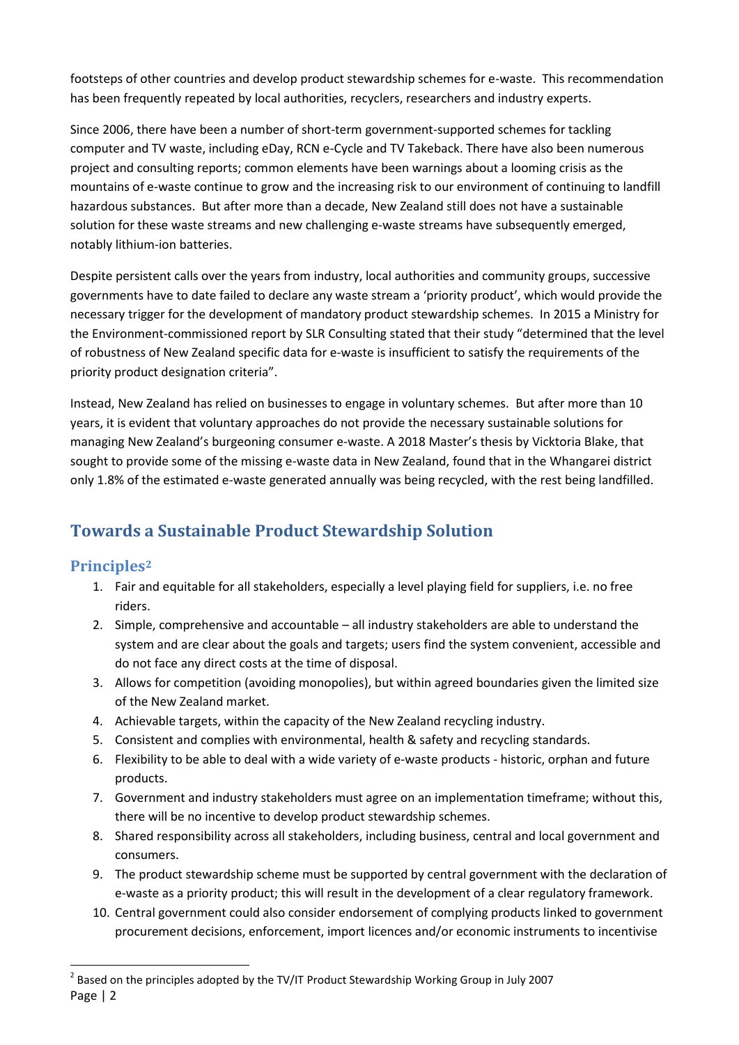footsteps of other countries and develop product stewardship schemes for e-waste. This recommendation has been frequently repeated by local authorities, recyclers, researchers and industry experts.

Since 2006, there have been a number of short-term government-supported schemes for tackling computer and TV waste, including eDay, RCN e-Cycle and TV Takeback. There have also been numerous project and consulting reports; common elements have been warnings about a looming crisis as the mountains of e-waste continue to grow and the increasing risk to our environment of continuing to landfill hazardous substances. But after more than a decade, New Zealand still does not have a sustainable solution for these waste streams and new challenging e-waste streams have subsequently emerged, notably lithium-ion batteries.

Despite persistent calls over the years from industry, local authorities and community groups, successive governments have to date failed to declare any waste stream a 'priority product', which would provide the necessary trigger for the development of mandatory product stewardship schemes. In 2015 a Ministry for the Environment-commissioned report by SLR Consulting stated that their study "determined that the level of robustness of New Zealand specific data for e-waste is insufficient to satisfy the requirements of the priority product designation criteria".

Instead, New Zealand has relied on businesses to engage in voluntary schemes. But after more than 10 years, it is evident that voluntary approaches do not provide the necessary sustainable solutions for managing New Zealand's burgeoning consumer e-waste. A 2018 Master's thesis by Vicktoria Blake, that sought to provide some of the missing e-waste data in New Zealand, found that in the Whangarei district only 1.8% of the estimated e-waste generated annually was being recycled, with the rest being landfilled.

## Towards a Sustainable Product Stewardship Solution

### Principles[2]

1. Fair and equitable for all stakeholders, especially a level playing field for suppliers, i.e. no free riders.
2. Simple, comprehensive and accountable – all industry stakeholders are able to understand the system and are clear about the goals and targets; users find the system convenient, accessible and do not face any direct costs at the time of disposal.
3. Allows for competition (avoiding monopolies), but within agreed boundaries given the limited size of the New Zealand market.
4. Achievable targets, within the capacity of the New Zealand recycling industry.
5. Consistent and complies with environmental, health & safety and recycling standards.
6. Flexibility to be able to deal with a wide variety of e-waste products - historic, orphan and future products.
7. Government and industry stakeholders must agree on an implementation timeframe; without this, there will be no incentive to develop product stewardship schemes.
8. Shared responsibility across all stakeholders, including business, central and local government and consumers.
9. The product stewardship scheme must be supported by central government with the declaration of e-waste as a priority product; this will result in the development of a clear regulatory framework.
10. Central government could also consider endorsement of complying products linked to government procurement decisions, enforcement, import licences and/or economic instruments to incentivise

[2] Based on the principles adopted by the TV/IT Product Stewardship Working Group in July 2007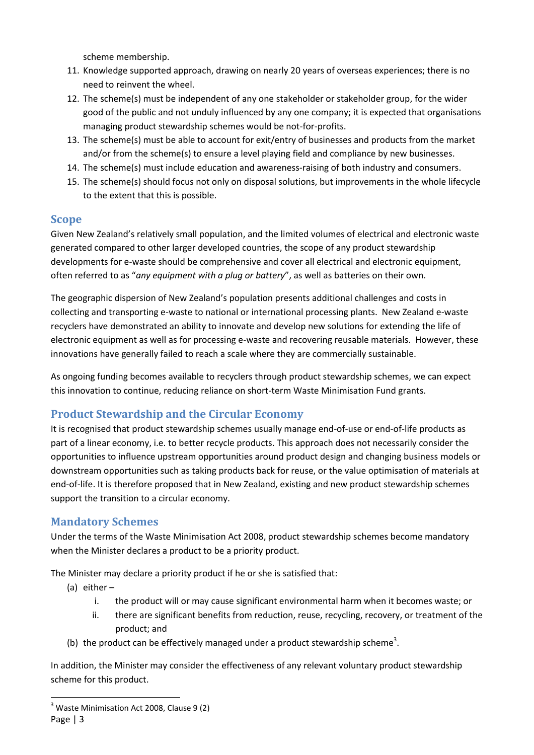scheme membership.

11. Knowledge supported approach, drawing on nearly 20 years of overseas experiences; there is no need to reinvent the wheel.
12. The scheme(s) must be independent of any one stakeholder or stakeholder group, for the wider good of the public and not unduly influenced by any one company; it is expected that organisations managing product stewardship schemes would be not-for-profits.
13. The scheme(s) must be able to account for exit/entry of businesses and products from the market and/or from the scheme(s) to ensure a level playing field and compliance by new businesses.
14. The scheme(s) must include education and awareness-raising of both industry and consumers.
15. The scheme(s) should focus not only on disposal solutions, but improvements in the whole lifecycle to the extent that this is possible.

## Scope

Given New Zealand's relatively small population, and the limited volumes of electrical and electronic waste generated compared to other larger developed countries, the scope of any product stewardship developments for e-waste should be comprehensive and cover all electrical and electronic equipment, often referred to as "*any equipment with a plug or battery*", as well as batteries on their own.

The geographic dispersion of New Zealand's population presents additional challenges and costs in collecting and transporting e-waste to national or international processing plants. New Zealand e-waste recyclers have demonstrated an ability to innovate and develop new solutions for extending the life of electronic equipment as well as for processing e-waste and recovering reusable materials. However, these innovations have generally failed to reach a scale where they are commercially sustainable.

As ongoing funding becomes available to recyclers through product stewardship schemes, we can expect this innovation to continue, reducing reliance on short-term Waste Minimisation Fund grants.

## Product Stewardship and the Circular Economy

It is recognised that product stewardship schemes usually manage end-of-use or end-of-life products as part of a linear economy, i.e. to better recycle products. This approach does not necessarily consider the opportunities to influence upstream opportunities around product design and changing business models or downstream opportunities such as taking products back for reuse, or the value optimisation of materials at end-of-life. It is therefore proposed that in New Zealand, existing and new product stewardship schemes support the transition to a circular economy.

## Mandatory Schemes

Under the terms of the Waste Minimisation Act 2008, product stewardship schemes become mandatory when the Minister declares a product to be a priority product.

The Minister may declare a priority product if he or she is satisfied that:

(a) either –
  i. the product will or may cause significant environmental harm when it becomes waste; or
  ii. there are significant benefits from reduction, reuse, recycling, recovery, or treatment of the product; and

(b) the product can be effectively managed under a product stewardship scheme[3].

In addition, the Minister may consider the effectiveness of any relevant voluntary product stewardship scheme for this product.

[3] Waste Minimisation Act 2008, Clause 9 (2)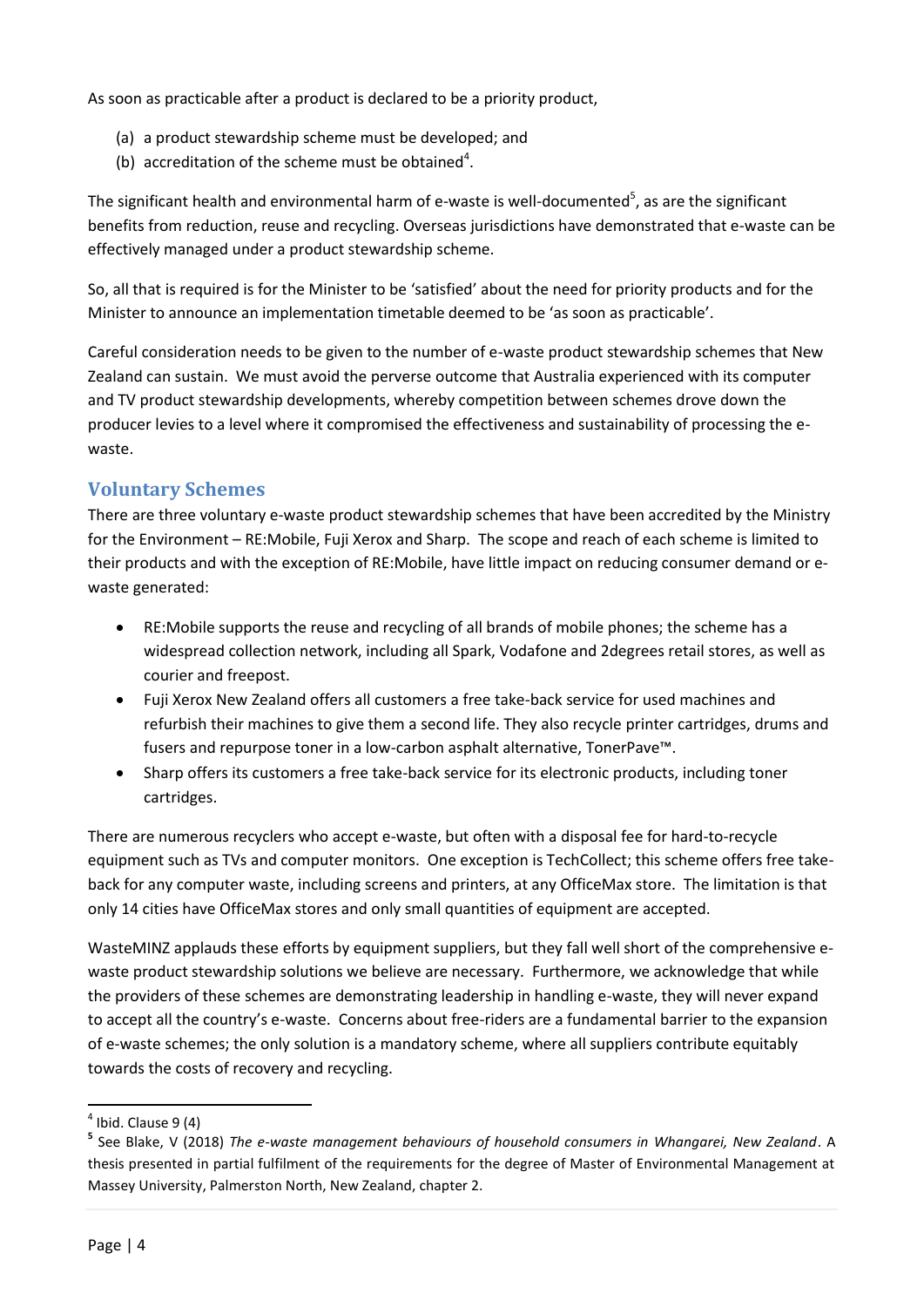As soon as practicable after a product is declared to be a priority product,

(a) a product stewardship scheme must be developed; and
(b) accreditation of the scheme must be obtained[4].

The significant health and environmental harm of e-waste is well-documented[5], as are the significant benefits from reduction, reuse and recycling. Overseas jurisdictions have demonstrated that e-waste can be effectively managed under a product stewardship scheme.

So, all that is required is for the Minister to be 'satisfied' about the need for priority products and for the Minister to announce an implementation timetable deemed to be 'as soon as practicable'.

Careful consideration needs to be given to the number of e-waste product stewardship schemes that New Zealand can sustain. We must avoid the perverse outcome that Australia experienced with its computer and TV product stewardship developments, whereby competition between schemes drove down the producer levies to a level where it compromised the effectiveness and sustainability of processing the e-waste.

## Voluntary Schemes

There are three voluntary e-waste product stewardship schemes that have been accredited by the Ministry for the Environment – RE:Mobile, Fuji Xerox and Sharp. The scope and reach of each scheme is limited to their products and with the exception of RE:Mobile, have little impact on reducing consumer demand or e-waste generated:

- RE:Mobile supports the reuse and recycling of all brands of mobile phones; the scheme has a widespread collection network, including all Spark, Vodafone and 2degrees retail stores, as well as courier and freepost.
- Fuji Xerox New Zealand offers all customers a free take-back service for used machines and refurbish their machines to give them a second life. They also recycle printer cartridges, drums and fusers and repurpose toner in a low-carbon asphalt alternative, TonerPave™.
- Sharp offers its customers a free take-back service for its electronic products, including toner cartridges.

There are numerous recyclers who accept e-waste, but often with a disposal fee for hard-to-recycle equipment such as TVs and computer monitors. One exception is TechCollect; this scheme offers free take-back for any computer waste, including screens and printers, at any OfficeMax store. The limitation is that only 14 cities have OfficeMax stores and only small quantities of equipment are accepted.

WasteMINZ applauds these efforts by equipment suppliers, but they fall well short of the comprehensive e-waste product stewardship solutions we believe are necessary. Furthermore, we acknowledge that while the providers of these schemes are demonstrating leadership in handling e-waste, they will never expand to accept all the country's e-waste. Concerns about free-riders are a fundamental barrier to the expansion of e-waste schemes; the only solution is a mandatory scheme, where all suppliers contribute equitably towards the costs of recovery and recycling.

---

[4] Ibid. Clause 9 (4)

[5] See Blake, V (2018) *The e-waste management behaviours of household consumers in Whangarei, New Zealand*. A thesis presented in partial fulfilment of the requirements for the degree of Master of Environmental Management at Massey University, Palmerston North, New Zealand, chapter 2.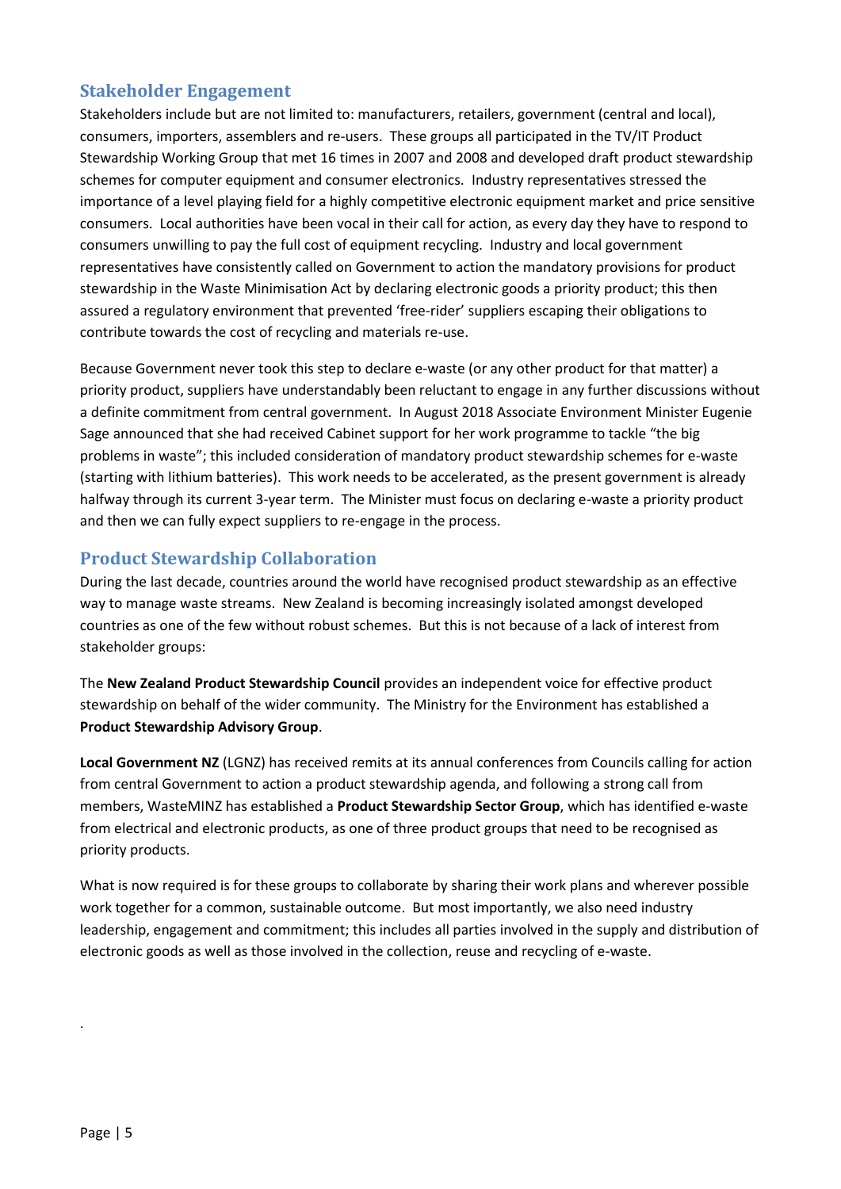## Stakeholder Engagement

Stakeholders include but are not limited to: manufacturers, retailers, government (central and local), consumers, importers, assemblers and re-users. These groups all participated in the TV/IT Product Stewardship Working Group that met 16 times in 2007 and 2008 and developed draft product stewardship schemes for computer equipment and consumer electronics. Industry representatives stressed the importance of a level playing field for a highly competitive electronic equipment market and price sensitive consumers. Local authorities have been vocal in their call for action, as every day they have to respond to consumers unwilling to pay the full cost of equipment recycling. Industry and local government representatives have consistently called on Government to action the mandatory provisions for product stewardship in the Waste Minimisation Act by declaring electronic goods a priority product; this then assured a regulatory environment that prevented 'free-rider' suppliers escaping their obligations to contribute towards the cost of recycling and materials re-use.

Because Government never took this step to declare e-waste (or any other product for that matter) a priority product, suppliers have understandably been reluctant to engage in any further discussions without a definite commitment from central government. In August 2018 Associate Environment Minister Eugenie Sage announced that she had received Cabinet support for her work programme to tackle "the big problems in waste"; this included consideration of mandatory product stewardship schemes for e-waste (starting with lithium batteries). This work needs to be accelerated, as the present government is already halfway through its current 3-year term. The Minister must focus on declaring e-waste a priority product and then we can fully expect suppliers to re-engage in the process.

## Product Stewardship Collaboration

During the last decade, countries around the world have recognised product stewardship as an effective way to manage waste streams. New Zealand is becoming increasingly isolated amongst developed countries as one of the few without robust schemes. But this is not because of a lack of interest from stakeholder groups:

The **New Zealand Product Stewardship Council** provides an independent voice for effective product stewardship on behalf of the wider community. The Ministry for the Environment has established a **Product Stewardship Advisory Group**.

**Local Government NZ** (LGNZ) has received remits at its annual conferences from Councils calling for action from central Government to action a product stewardship agenda, and following a strong call from members, WasteMINZ has established a **Product Stewardship Sector Group**, which has identified e-waste from electrical and electronic products, as one of three product groups that need to be recognised as priority products.

What is now required is for these groups to collaborate by sharing their work plans and wherever possible work together for a common, sustainable outcome. But most importantly, we also need industry leadership, engagement and commitment; this includes all parties involved in the supply and distribution of electronic goods as well as those involved in the collection, reuse and recycling of e-waste.

.